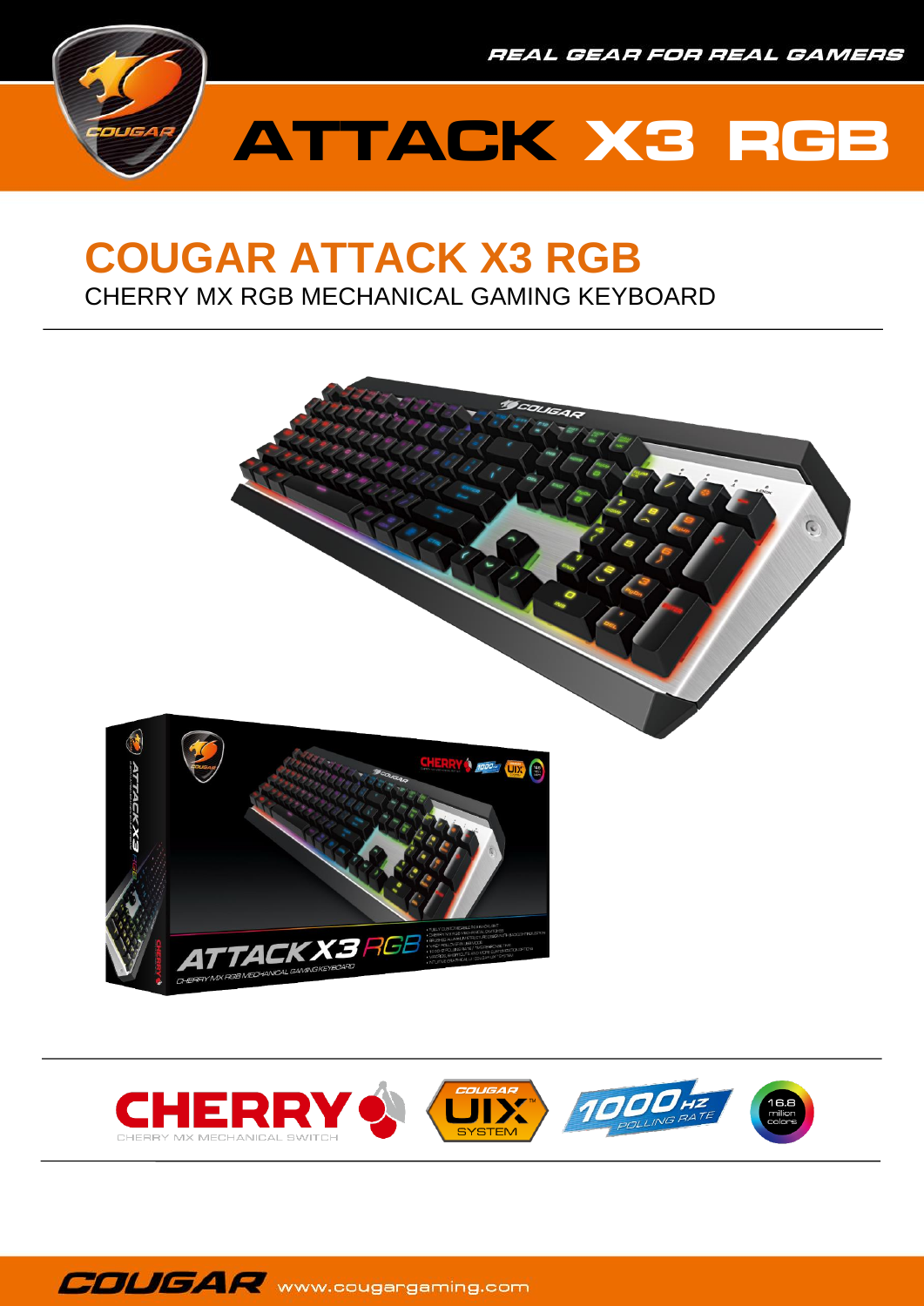REAL GEAR FOR REAL GAMERS

# ATTACK X3 RGB

## COUGAR ATTACK X3 RGB

CHERRY MX RGB MECHANICAL GAMING KEYBOARD

CHERRY MX MECHANICAL SWITCH

COUGAR UIX SYSTEM

1000 HZ POLLING RATE

16.8 million colors

COUGAR www.cougargaming.com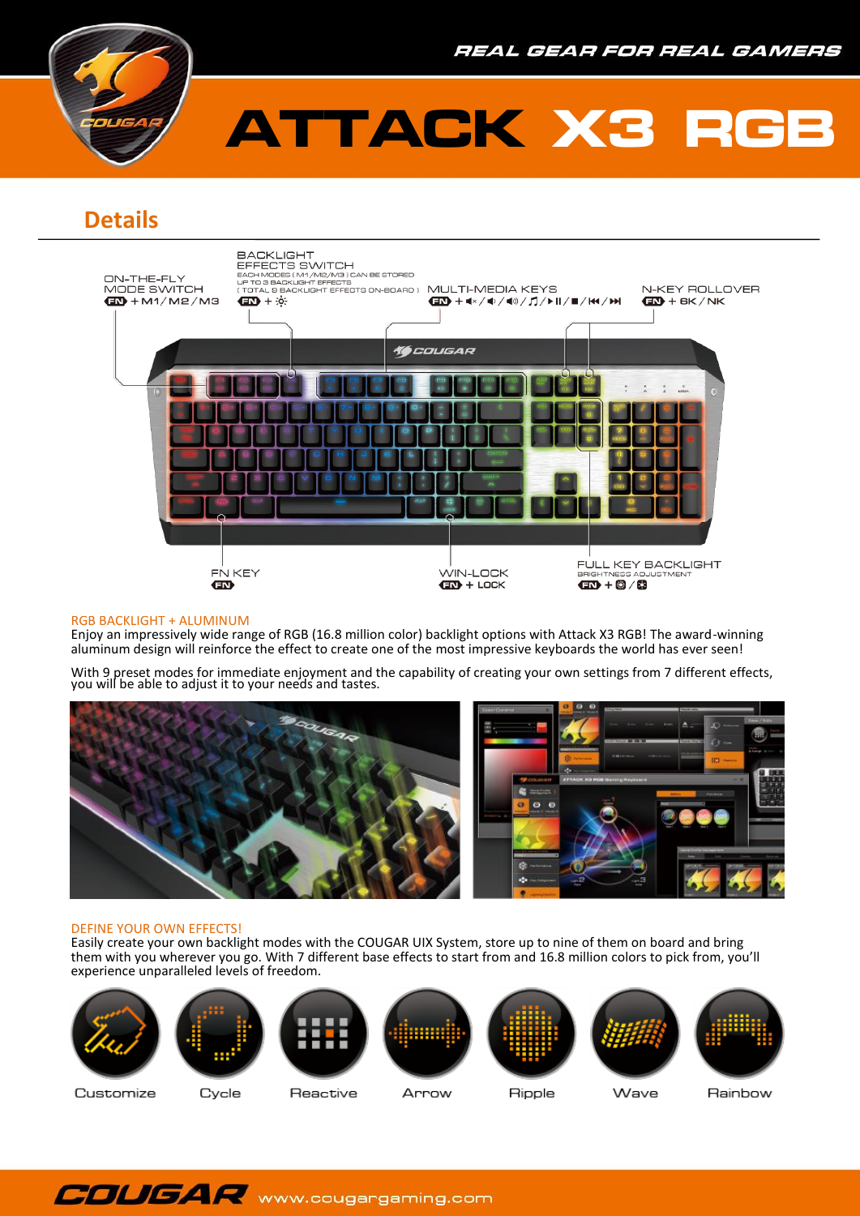# ATTACK X3 RGB

REAL GEAR FOR REAL GAMERS

## Details

ON-THE-FLY MODE SWITCH
FN + M1 / M2 / M3

BACKLIGHT EFFECTS SWITCH
EACH MODES ( M1 / M2 / M3 ) CAN BE STORED UP TO 3 BACKLIGHT EFFECTS ( TOTAL 9 BACKLIGHT EFFECTS ON-BOARD )
FN + ☼

MULTI-MEDIA KEYS
FN + 🔇 / 🔉 / 🔊 / ♫ / ▶II / ■ / ⏮ / ⏭

N-KEY ROLLOVER
FN + 6K / NK

FN KEY
FN

WIN-LOCK
FN + LOCK

FULL KEY BACKLIGHT
BRIGHTNESS ADJUSTMENT
FN + ⊕ / ⊖

### RGB BACKLIGHT + ALUMINUM

Enjoy an impressively wide range of RGB (16.8 million color) backlight options with Attack X3 RGB! The award-winning aluminum design will reinforce the effect to create one of the most impressive keyboards the world has ever seen!

With 9 preset modes for immediate enjoyment and the capability of creating your own settings from 7 different effects, you will be able to adjust it to your needs and tastes.

### DEFINE YOUR OWN EFFECTS!

Easily create your own backlight modes with the COUGAR UIX System, store up to nine of them on board and bring them with you wherever you go. With 7 different base effects to start from and 16.8 million colors to pick from, you'll experience unparalleled levels of freedom.

Customize | Cycle | Reactive | Arrow | Ripple | Wave | Rainbow

COUGAR www.cougargaming.com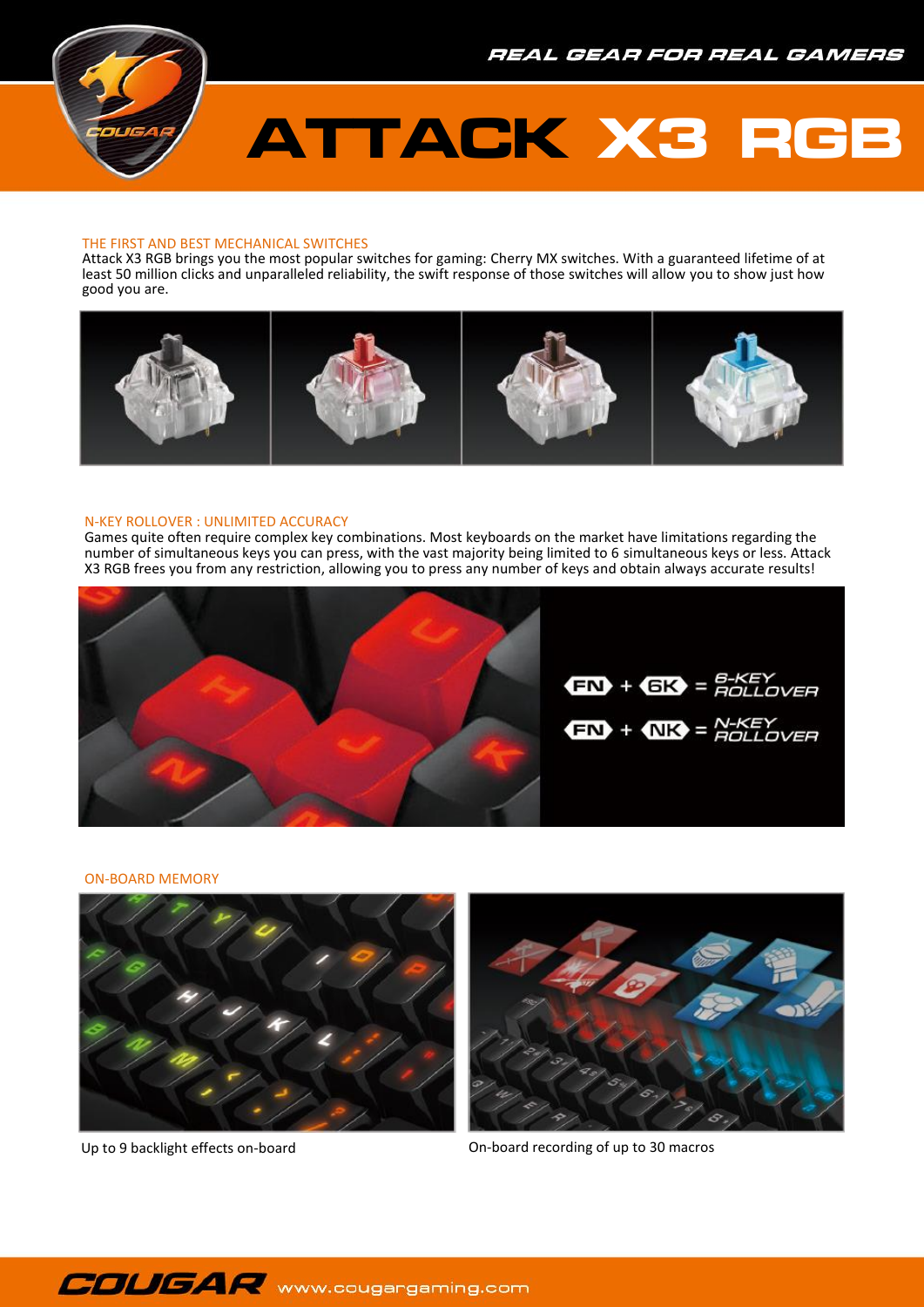REAL GEAR FOR REAL GAMERS

# ATTACK X3 RGB

## THE FIRST AND BEST MECHANICAL SWITCHES

Attack X3 RGB brings you the most popular switches for gaming: Cherry MX switches. With a guaranteed lifetime of at least 50 million clicks and unparalleled reliability, the swift response of those switches will allow you to show just how good you are.

## N-KEY ROLLOVER : UNLIMITED ACCURACY

Games quite often require complex key combinations. Most keyboards on the market have limitations regarding the number of simultaneous keys you can press, with the vast majority being limited to 6 simultaneous keys or less. Attack X3 RGB frees you from any restriction, allowing you to press any number of keys and obtain always accurate results!

FN + 6K = 6-KEY ROLLOVER

FN + NK = N-KEY ROLLOVER

## ON-BOARD MEMORY

Up to 9 backlight effects on-board

On-board recording of up to 30 macros

COUGAR www.cougargaming.com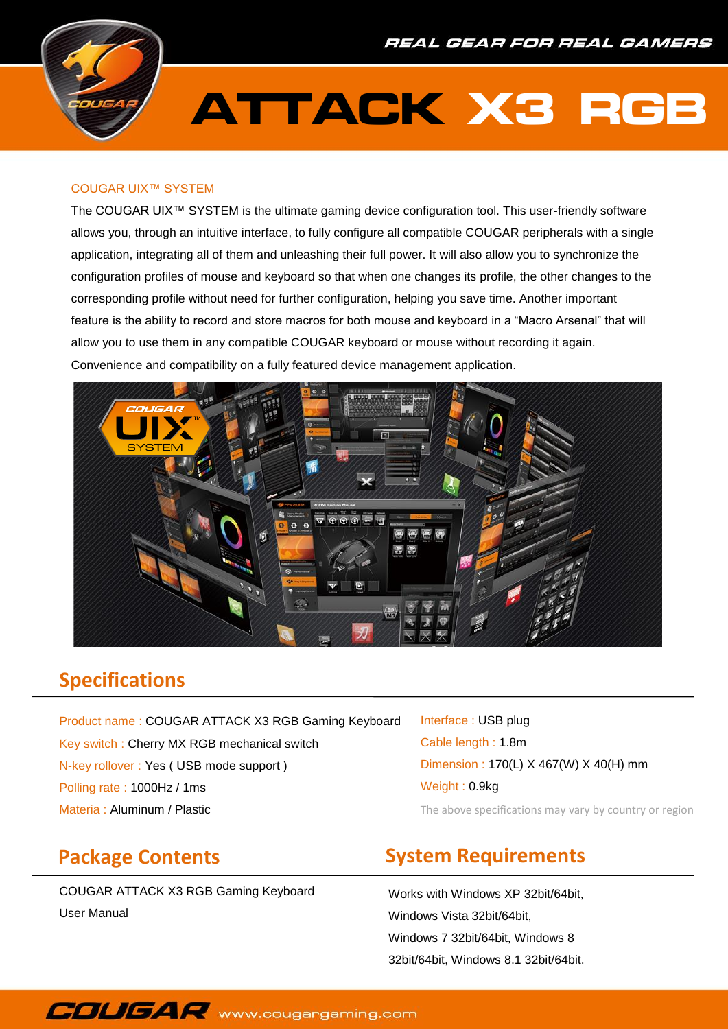# ATTACK X3 RGB

REAL GEAR FOR REAL GAMERS

### COUGAR UIX™ SYSTEM

The COUGAR UIX™ SYSTEM is the ultimate gaming device configuration tool. This user-friendly software allows you, through an intuitive interface, to fully configure all compatible COUGAR peripherals with a single application, integrating all of them and unleashing their full power. It will also allow you to synchronize the configuration profiles of mouse and keyboard so that when one changes its profile, the other changes to the corresponding profile without need for further configuration, helping you save time. Another important feature is the ability to record and store macros for both mouse and keyboard in a "Macro Arsenal" that will allow you to use them in any compatible COUGAR keyboard or mouse without recording it again. Convenience and compatibility on a fully featured device management application.

## Specifications

- Product name : COUGAR ATTACK X3 RGB Gaming Keyboard
- Key switch : Cherry MX RGB mechanical switch
- N-key rollover : Yes ( USB mode support )
- Polling rate : 1000Hz / 1ms
- Materia : Aluminum / Plastic
- Interface : USB plug
- Cable length : 1.8m
- Dimension : 170(L) X 467(W) X 40(H) mm
- Weight : 0.9kg

The above specifications may vary by country or region

## Package Contents

COUGAR ATTACK X3 RGB Gaming Keyboard
User Manual

## System Requirements

Works with Windows XP 32bit/64bit, Windows Vista 32bit/64bit, Windows 7 32bit/64bit, Windows 8 32bit/64bit, Windows 8.1 32bit/64bit.

COUGAR www.cougargaming.com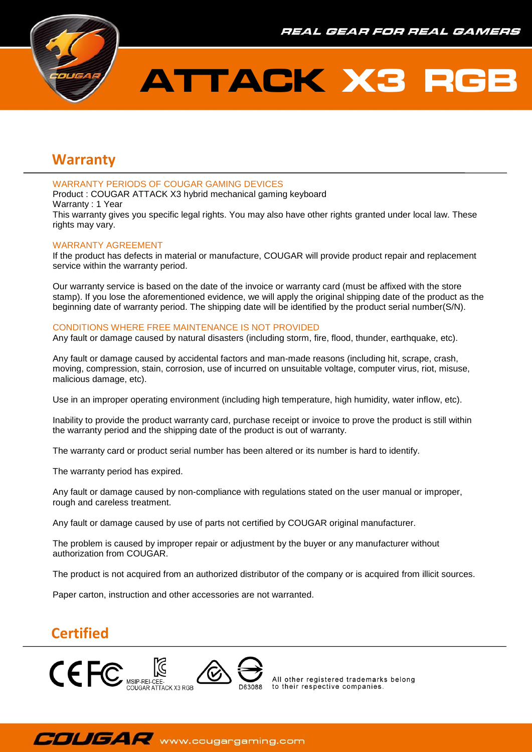# ATTACK X3 RGB

## Warranty

WARRANTY PERIODS OF COUGAR GAMING DEVICES

Product : COUGAR ATTACK X3 hybrid mechanical gaming keyboard

Warranty : 1 Year

This warranty gives you specific legal rights. You may also have other rights granted under local law. These rights may vary.

WARRANTY AGREEMENT

If the product has defects in material or manufacture, COUGAR will provide product repair and replacement service within the warranty period.

Our warranty service is based on the date of the invoice or warranty card (must be affixed with the store stamp). If you lose the aforementioned evidence, we will apply the original shipping date of the product as the beginning date of warranty period. The shipping date will be identified by the product serial number(S/N).

CONDITIONS WHERE FREE MAINTENANCE IS NOT PROVIDED

Any fault or damage caused by natural disasters (including storm, fire, flood, thunder, earthquake, etc).

Any fault or damage caused by accidental factors and man-made reasons (including hit, scrape, crash, moving, compression, stain, corrosion, use of incurred on unsuitable voltage, computer virus, riot, misuse, malicious damage, etc).

Use in an improper operating environment (including high temperature, high humidity, water inflow, etc).

Inability to provide the product warranty card, purchase receipt or invoice to prove the product is still within the warranty period and the shipping date of the product is out of warranty.

The warranty card or product serial number has been altered or its number is hard to identify.

The warranty period has expired.

Any fault or damage caused by non-compliance with regulations stated on the user manual or improper, rough and careless treatment.

Any fault or damage caused by use of parts not certified by COUGAR original manufacturer.

The problem is caused by improper repair or adjustment by the buyer or any manufacturer without authorization from COUGAR.

The product is not acquired from an authorized distributor of the company or is acquired from illicit sources.

Paper carton, instruction and other accessories are not warranted.

## Certified

MSIP-REI-CEE-COUGAR ATTACK X3 RGB

D63088

All other registered trademarks belong to their respective companies.